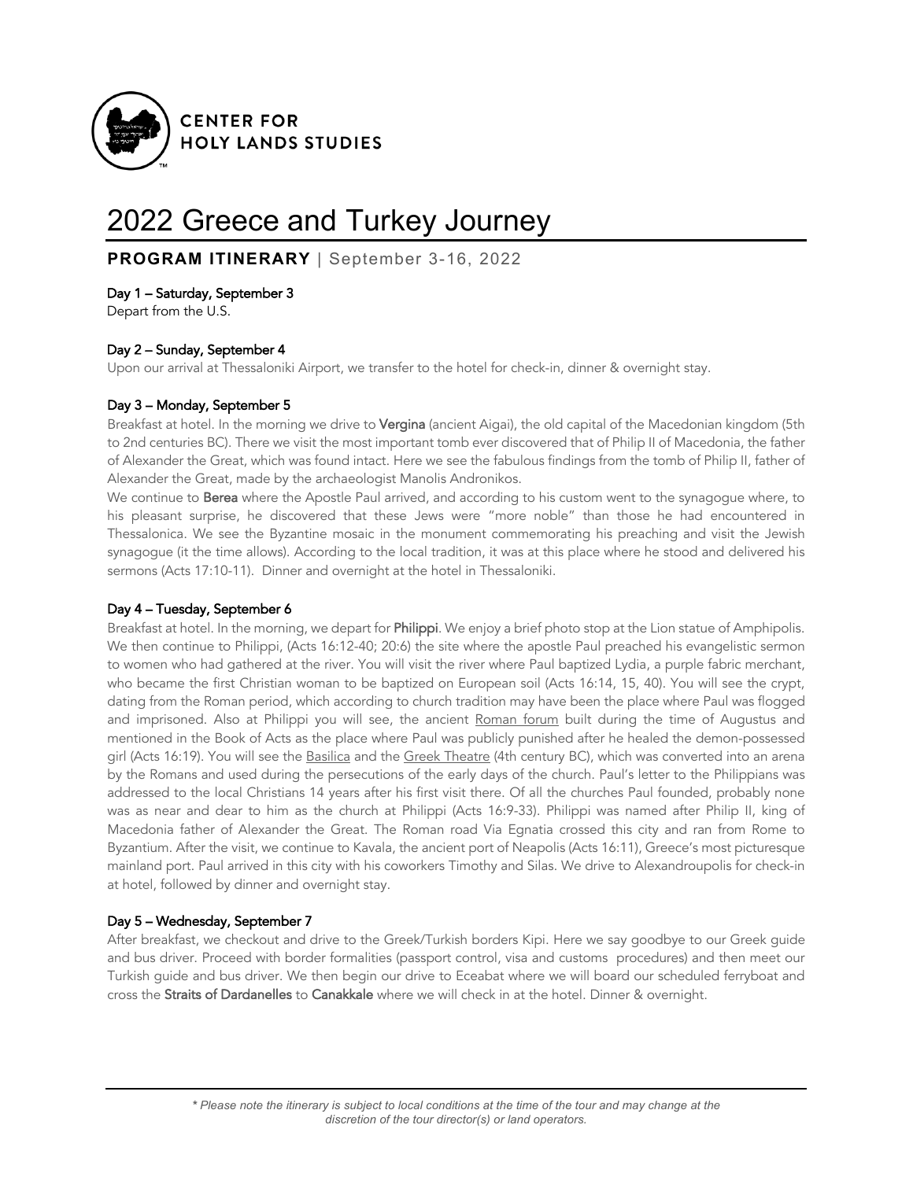CENTER FOR HOLY LANDS STUDIES

# 2022 Greece and Turkey Journey

## PROGRAM ITINERARY | September 3-16, 2022

### Day 1 – Saturday, September 3

Depart from the U.S.

### Day 2 – Sunday, September 4

Upon our arrival at Thessaloniki Airport, we transfer to the hotel for check-in, dinner & overnight stay.

### Day 3 – Monday, September 5

Breakfast at hotel. In the morning we drive to **Vergina** (ancient Aigai), the old capital of the Macedonian kingdom (5th to 2nd centuries BC). There we visit the most important tomb ever discovered that of Philip II of Macedonia, the father of Alexander the Great, which was found intact. Here we see the fabulous findings from the tomb of Philip II, father of Alexander the Great, made by the archaeologist Manolis Andronikos.

We continue to **Berea** where the Apostle Paul arrived, and according to his custom went to the synagogue where, to his pleasant surprise, he discovered that these Jews were "more noble" than those he had encountered in Thessalonica. We see the Byzantine mosaic in the monument commemorating his preaching and visit the Jewish synagogue (it the time allows). According to the local tradition, it was at this place where he stood and delivered his sermons (Acts 17:10-11). Dinner and overnight at the hotel in Thessaloniki.

### Day 4 – Tuesday, September 6

Breakfast at hotel. In the morning, we depart for **Philippi**. We enjoy a brief photo stop at the Lion statue of Amphipolis. We then continue to Philippi, (Acts 16:12-40; 20:6) the site where the apostle Paul preached his evangelistic sermon to women who had gathered at the river. You will visit the river where Paul baptized Lydia, a purple fabric merchant, who became the first Christian woman to be baptized on European soil (Acts 16:14, 15, 40). You will see the crypt, dating from the Roman period, which according to church tradition may have been the place where Paul was flogged and imprisoned. Also at Philippi you will see, the ancient <u>Roman forum</u> built during the time of Augustus and mentioned in the Book of Acts as the place where Paul was publicly punished after he healed the demon-possessed girl (Acts 16:19). You will see the <u>Basilica</u> and the <u>Greek Theatre</u> (4th century BC), which was converted into an arena by the Romans and used during the persecutions of the early days of the church. Paul's letter to the Philippians was addressed to the local Christians 14 years after his first visit there. Of all the churches Paul founded, probably none was as near and dear to him as the church at Philippi (Acts 16:9-33). Philippi was named after Philip II, king of Macedonia father of Alexander the Great. The Roman road Via Egnatia crossed this city and ran from Rome to Byzantium. After the visit, we continue to Kavala, the ancient port of Neapolis (Acts 16:11), Greece's most picturesque mainland port. Paul arrived in this city with his coworkers Timothy and Silas. We drive to Alexandroupolis for check-in at hotel, followed by dinner and overnight stay.

### Day 5 – Wednesday, September 7

After breakfast, we checkout and drive to the Greek/Turkish borders Kipi. Here we say goodbye to our Greek guide and bus driver. Proceed with border formalities (passport control, visa and customs procedures) and then meet our Turkish guide and bus driver. We then begin our drive to Eceabat where we will board our scheduled ferryboat and cross the **Straits of Dardanelles** to **Canakkale** where we will check in at the hotel. Dinner & overnight.

*\* Please note the itinerary is subject to local conditions at the time of the tour and may change at the discretion of the tour director(s) or land operators.*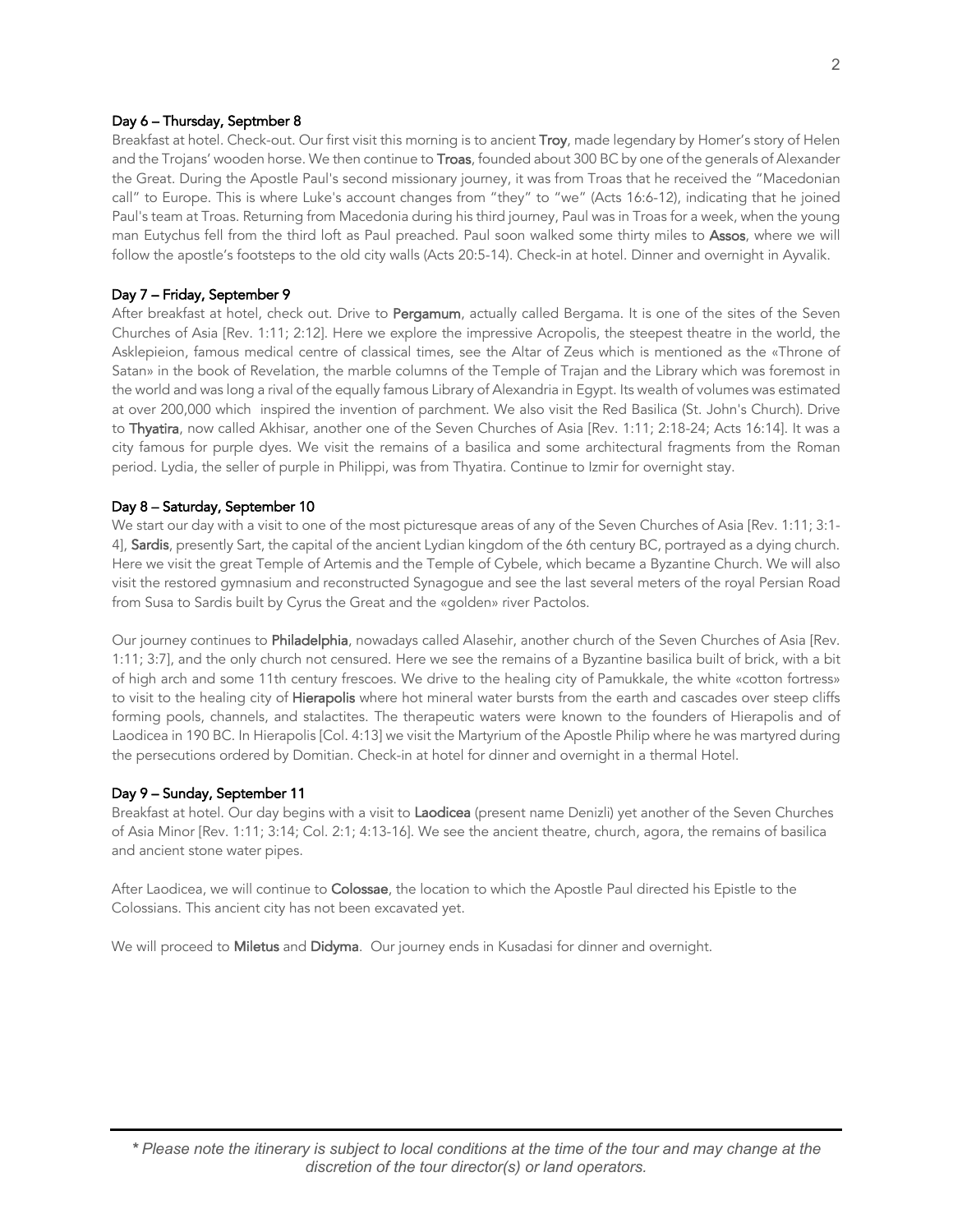### Day 6 – Thursday, Septmber 8

Breakfast at hotel. Check-out. Our first visit this morning is to ancient **Troy**, made legendary by Homer's story of Helen and the Trojans' wooden horse. We then continue to **Troas**, founded about 300 BC by one of the generals of Alexander the Great. During the Apostle Paul's second missionary journey, it was from Troas that he received the "Macedonian call" to Europe. This is where Luke's account changes from "they" to "we" (Acts 16:6-12), indicating that he joined Paul's team at Troas. Returning from Macedonia during his third journey, Paul was in Troas for a week, when the young man Eutychus fell from the third loft as Paul preached. Paul soon walked some thirty miles to **Assos**, where we will follow the apostle's footsteps to the old city walls (Acts 20:5-14). Check-in at hotel. Dinner and overnight in Ayvalik.

### Day 7 – Friday, September 9

After breakfast at hotel, check out. Drive to **Pergamum**, actually called Bergama. It is one of the sites of the Seven Churches of Asia [Rev. 1:11; 2:12]. Here we explore the impressive Acropolis, the steepest theatre in the world, the Asklepieion, famous medical centre of classical times, see the Altar of Zeus which is mentioned as the «Throne of Satan» in the book of Revelation, the marble columns of the Temple of Trajan and the Library which was foremost in the world and was long a rival of the equally famous Library of Alexandria in Egypt. Its wealth of volumes was estimated at over 200,000 which inspired the invention of parchment. We also visit the Red Basilica (St. John's Church). Drive to **Thyatira**, now called Akhisar, another one of the Seven Churches of Asia [Rev. 1:11; 2:18-24; Acts 16:14]. It was a city famous for purple dyes. We visit the remains of a basilica and some architectural fragments from the Roman period. Lydia, the seller of purple in Philippi, was from Thyatira. Continue to Izmir for overnight stay.

### Day 8 – Saturday, September 10

We start our day with a visit to one of the most picturesque areas of any of the Seven Churches of Asia [Rev. 1:11; 3:1-4], **Sardis**, presently Sart, the capital of the ancient Lydian kingdom of the 6th century BC, portrayed as a dying church. Here we visit the great Temple of Artemis and the Temple of Cybele, which became a Byzantine Church. We will also visit the restored gymnasium and reconstructed Synagogue and see the last several meters of the royal Persian Road from Susa to Sardis built by Cyrus the Great and the «golden» river Pactolos.

Our journey continues to **Philadelphia**, nowadays called Alasehir, another church of the Seven Churches of Asia [Rev. 1:11; 3:7], and the only church not censured. Here we see the remains of a Byzantine basilica built of brick, with a bit of high arch and some 11th century frescoes. We drive to the healing city of Pamukkale, the white «cotton fortress» to visit to the healing city of **Hierapolis** where hot mineral water bursts from the earth and cascades over steep cliffs forming pools, channels, and stalactites. The therapeutic waters were known to the founders of Hierapolis and of Laodicea in 190 BC. In Hierapolis [Col. 4:13] we visit the Martyrium of the Apostle Philip where he was martyred during the persecutions ordered by Domitian. Check-in at hotel for dinner and overnight in a thermal Hotel.

### Day 9 – Sunday, September 11

Breakfast at hotel. Our day begins with a visit to **Laodicea** (present name Denizli) yet another of the Seven Churches of Asia Minor [Rev. 1:11; 3:14; Col. 2:1; 4:13-16]. We see the ancient theatre, church, agora, the remains of basilica and ancient stone water pipes.

After Laodicea, we will continue to **Colossae**, the location to which the Apostle Paul directed his Epistle to the Colossians. This ancient city has not been excavated yet.

We will proceed to **Miletus** and **Didyma**. Our journey ends in Kusadasi for dinner and overnight.

*\* Please note the itinerary is subject to local conditions at the time of the tour and may change at the discretion of the tour director(s) or land operators.*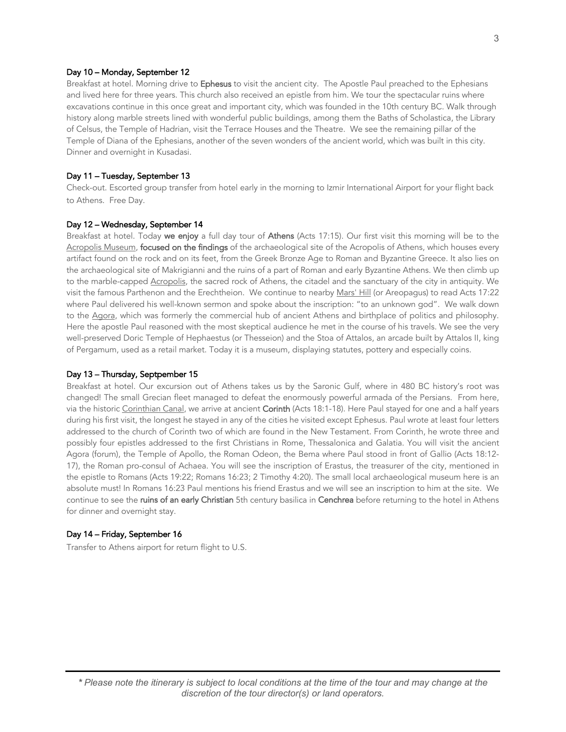### Day 10 – Monday, September 12

Breakfast at hotel. Morning drive to **Ephesus** to visit the ancient city. The Apostle Paul preached to the Ephesians and lived here for three years. This church also received an epistle from him. We tour the spectacular ruins where excavations continue in this once great and important city, which was founded in the 10th century BC. Walk through history along marble streets lined with wonderful public buildings, among them the Baths of Scholastica, the Library of Celsus, the Temple of Hadrian, visit the Terrace Houses and the Theatre. We see the remaining pillar of the Temple of Diana of the Ephesians, another of the seven wonders of the ancient world, which was built in this city. Dinner and overnight in Kusadasi.

### Day 11 – Tuesday, September 13

Check-out. Escorted group transfer from hotel early in the morning to Izmir International Airport for your flight back to Athens. Free Day.

### Day 12 – Wednesday, September 14

Breakfast at hotel. Today **we enjoy** a full day tour of **Athens** (Acts 17:15). Our first visit this morning will be to the Acropolis Museum, **focused on the findings** of the archaeological site of the Acropolis of Athens, which houses every artifact found on the rock and on its feet, from the Greek Bronze Age to Roman and Byzantine Greece. It also lies on the archaeological site of Makrigianni and the ruins of a part of Roman and early Byzantine Athens. We then climb up to the marble-capped Acropolis, the sacred rock of Athens, the citadel and the sanctuary of the city in antiquity. We visit the famous Parthenon and the Erechtheion. We continue to nearby Mars' Hill (or Areopagus) to read Acts 17:22 where Paul delivered his well-known sermon and spoke about the inscription: "to an unknown god". We walk down to the Agora, which was formerly the commercial hub of ancient Athens and birthplace of politics and philosophy. Here the apostle Paul reasoned with the most skeptical audience he met in the course of his travels. We see the very well-preserved Doric Temple of Hephaestus (or Thesseion) and the Stoa of Attalos, an arcade built by Attalos II, king of Pergamum, used as a retail market. Today it is a museum, displaying statutes, pottery and especially coins.

### Day 13 – Thursday, Septpember 15

Breakfast at hotel. Our excursion out of Athens takes us by the Saronic Gulf, where in 480 BC history's root was changed! The small Grecian fleet managed to defeat the enormously powerful armada of the Persians. From here, via the historic Corinthian Canal, we arrive at ancient **Corinth** (Acts 18:1-18). Here Paul stayed for one and a half years during his first visit, the longest he stayed in any of the cities he visited except Ephesus. Paul wrote at least four letters addressed to the church of Corinth two of which are found in the New Testament. From Corinth, he wrote three and possibly four epistles addressed to the first Christians in Rome, Thessalonica and Galatia. You will visit the ancient Agora (forum), the Temple of Apollo, the Roman Odeon, the Bema where Paul stood in front of Gallio (Acts 18:12-17), the Roman pro-consul of Achaea. You will see the inscription of Erastus, the treasurer of the city, mentioned in the epistle to Romans (Acts 19:22; Romans 16:23; 2 Timothy 4:20). The small local archaeological museum here is an absolute must! In Romans 16:23 Paul mentions his friend Erastus and we will see an inscription to him at the site. We continue to see the **ruins of an early Christian** 5th century basilica in **Cenchrea** before returning to the hotel in Athens for dinner and overnight stay.

### Day 14 – Friday, September 16

Transfer to Athens airport for return flight to U.S.

*\* Please note the itinerary is subject to local conditions at the time of the tour and may change at the discretion of the tour director(s) or land operators.*